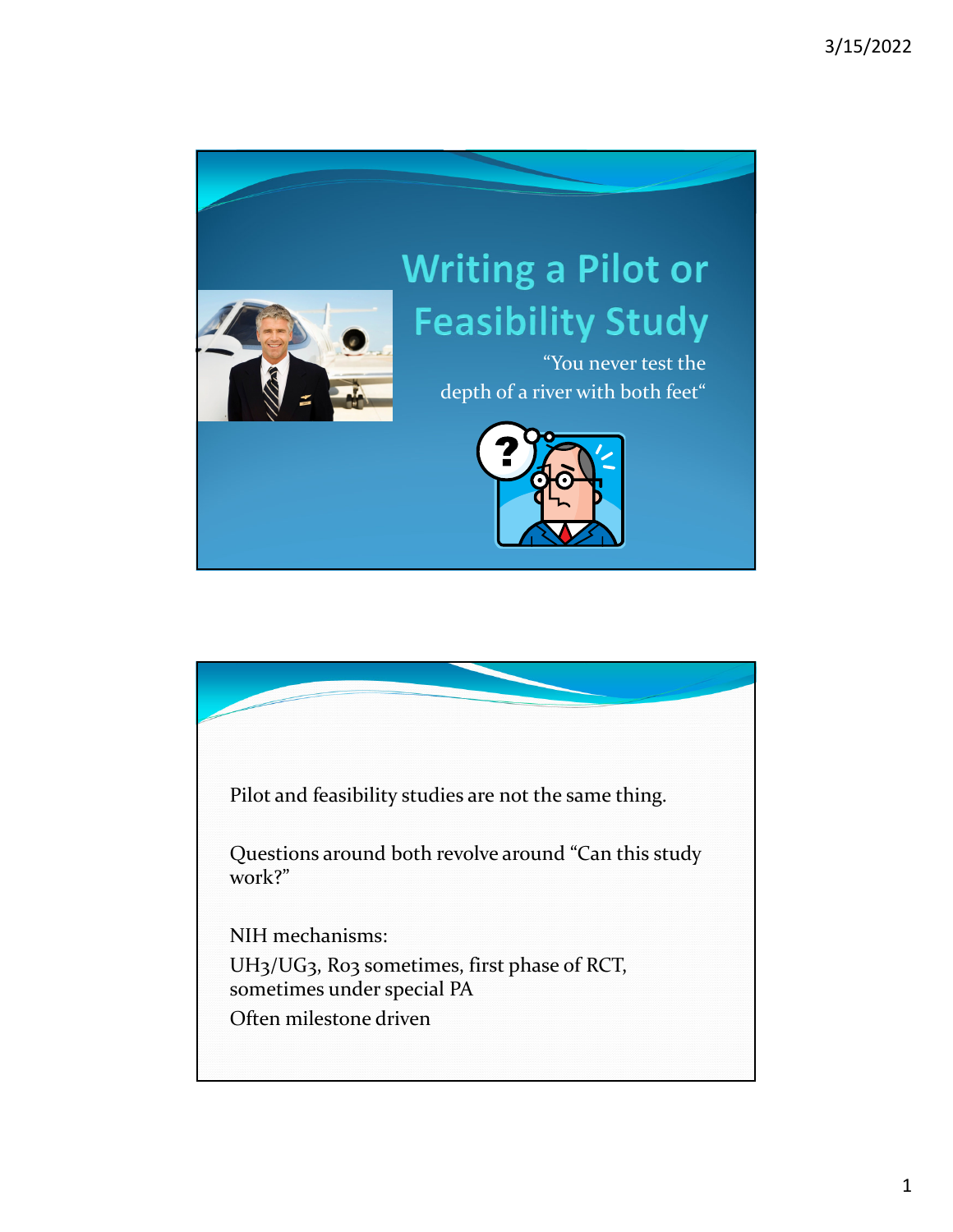# Writing a Pilot or Feasibility Study

"You never test the depth of a river with both feet"

Pilot and feasibility studies are not the same thing.

Questions around both revolve around "Can this study work?"

NIH mechanisms:

UH3/UG3, R03 sometimes, first phase of RCT, sometimes under special PA

Often milestone driven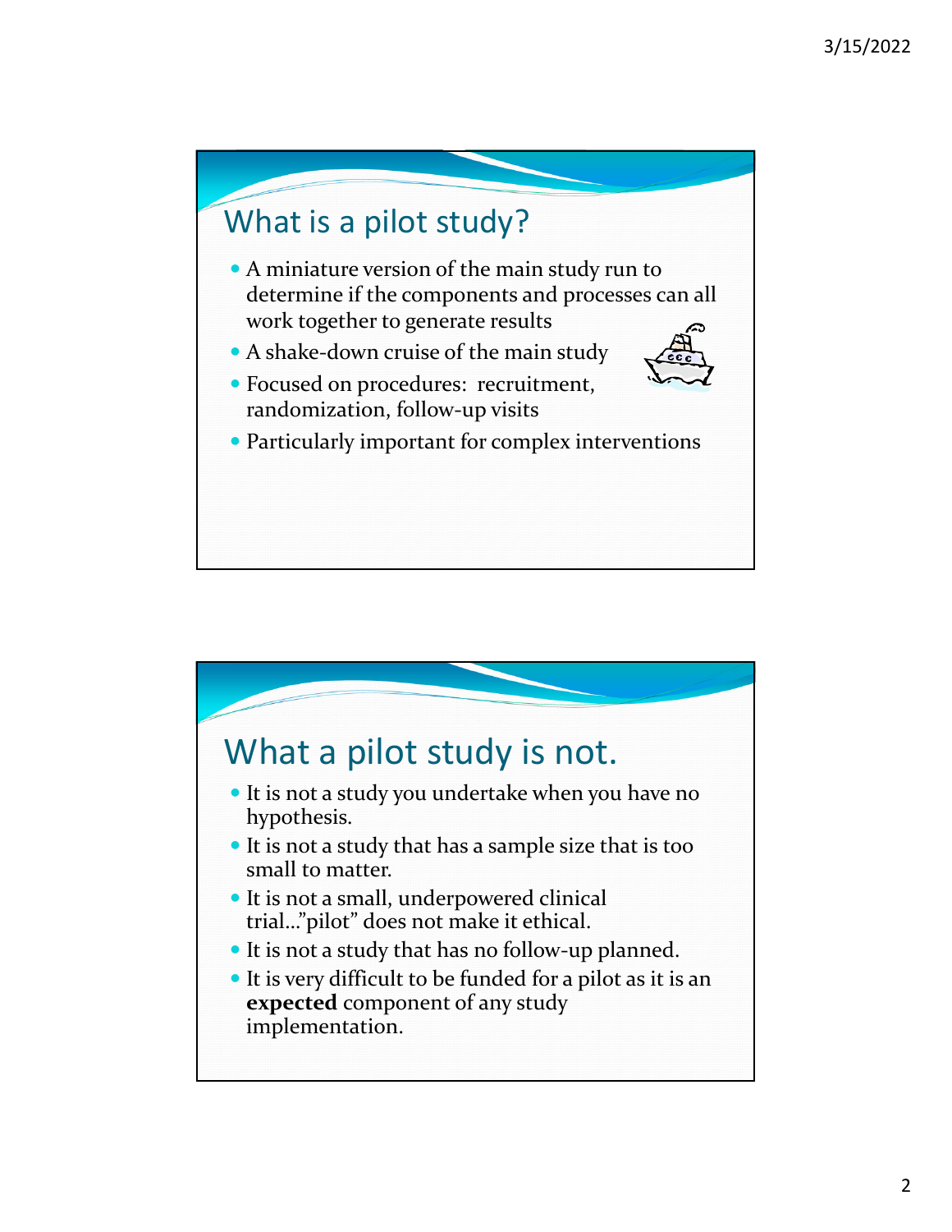## What is a pilot study?

- A miniature version of the main study run to determine if the components and processes can all work together to generate results
- A shake-down cruise of the main study
- Focused on procedures: recruitment, randomization, follow-up visits
- Particularly important for complex interventions

## What a pilot study is not.

- It is not a study you undertake when you have no hypothesis.
- It is not a study that has a sample size that is too small to matter.
- It is not a small, underpowered clinical trial…"pilot" does not make it ethical.
- It is not a study that has no follow-up planned.
- It is very difficult to be funded for a pilot as it is an **expected** component of any study implementation.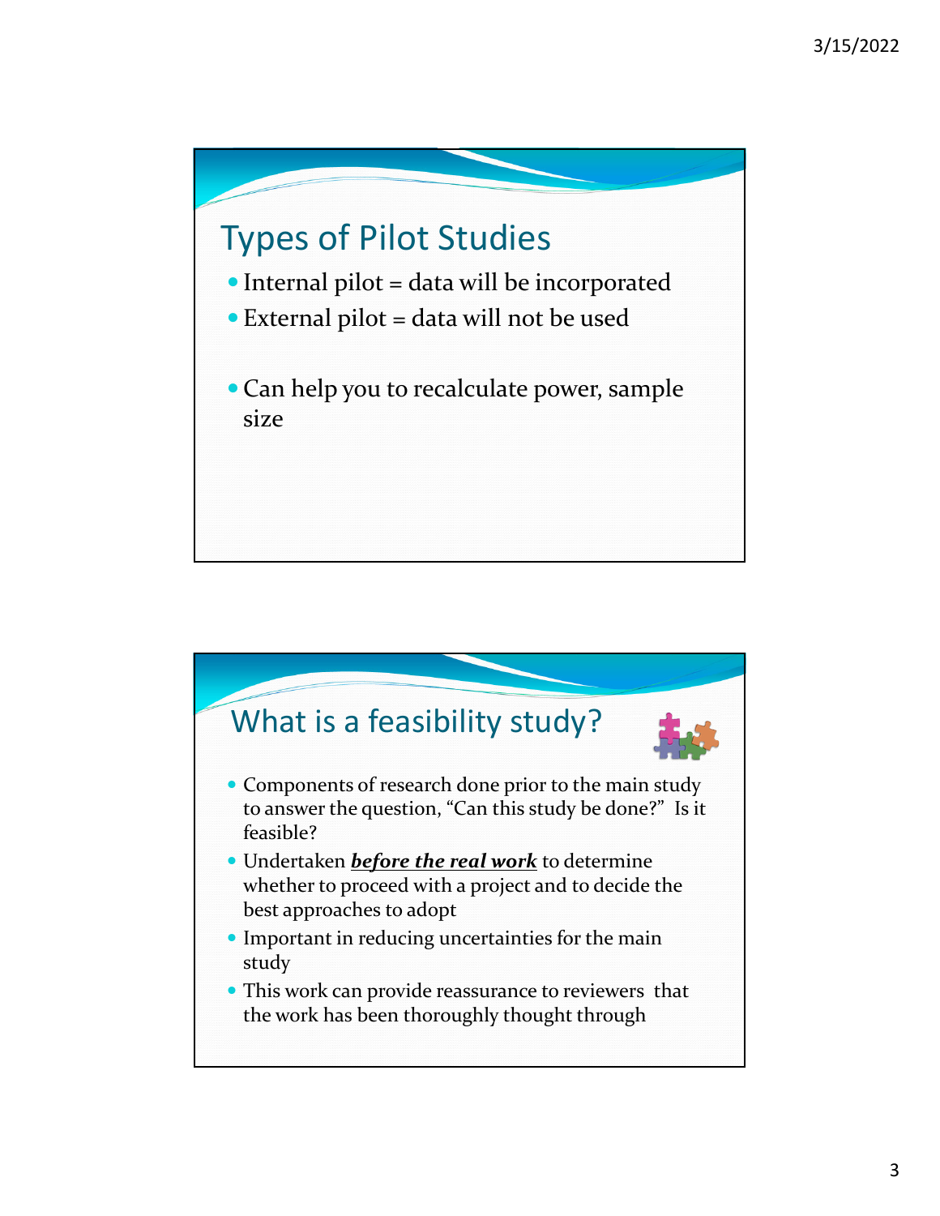## Types of Pilot Studies

- Internal pilot = data will be incorporated
- External pilot = data will not be used

- Can help you to recalculate power, sample size

## What is a feasibility study?

- Components of research done prior to the main study to answer the question, “Can this study be done?” Is it feasible?
- Undertaken ***before the real work*** to determine whether to proceed with a project and to decide the best approaches to adopt
- Important in reducing uncertainties for the main study
- This work can provide reassurance to reviewers that the work has been thoroughly thought through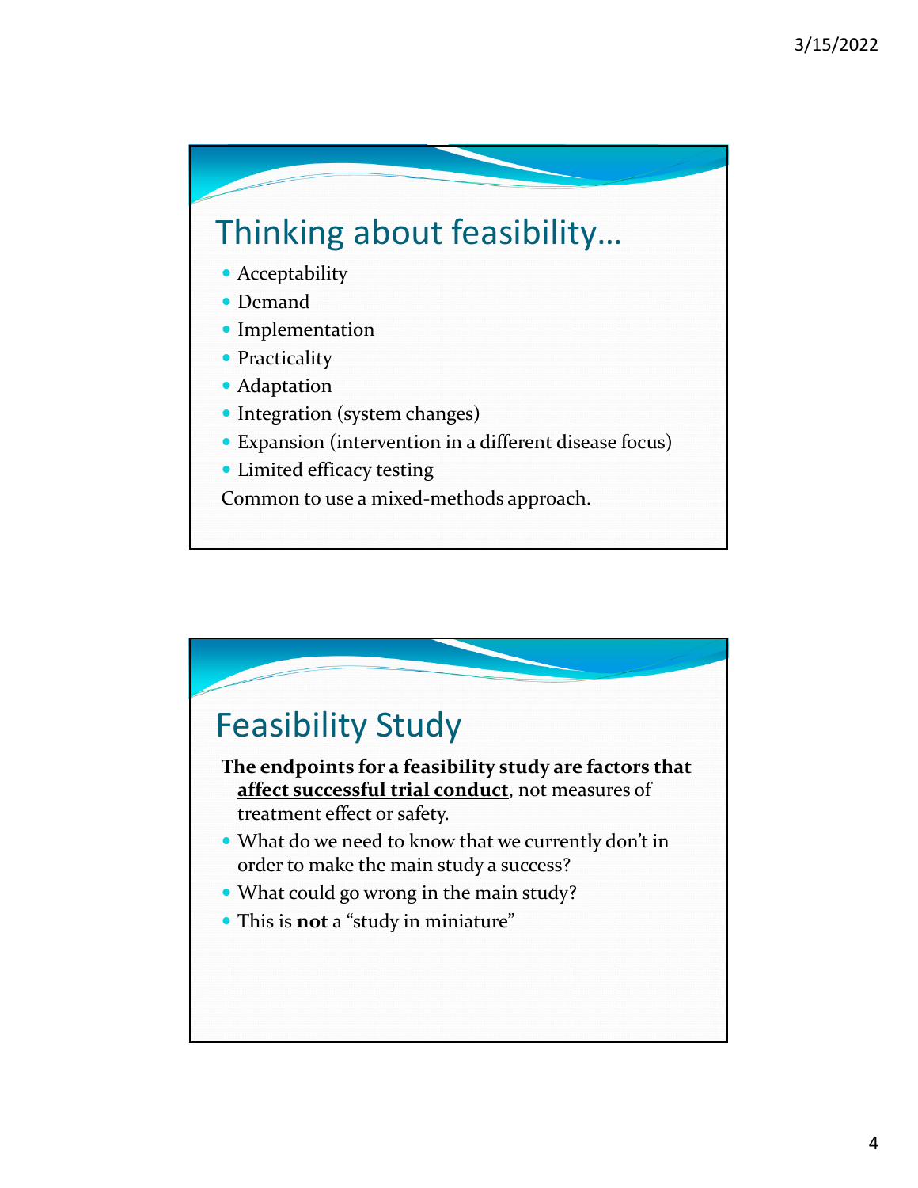## Thinking about feasibility…

- Acceptability
- Demand
- Implementation
- Practicality
- Adaptation
- Integration (system changes)
- Expansion (intervention in a different disease focus)
- Limited efficacy testing

Common to use a mixed-methods approach.

## Feasibility Study

**The endpoints for a feasibility study are factors that affect successful trial conduct**, not measures of treatment effect or safety.

- What do we need to know that we currently don't in order to make the main study a success?
- What could go wrong in the main study?
- This is **not** a "study in miniature"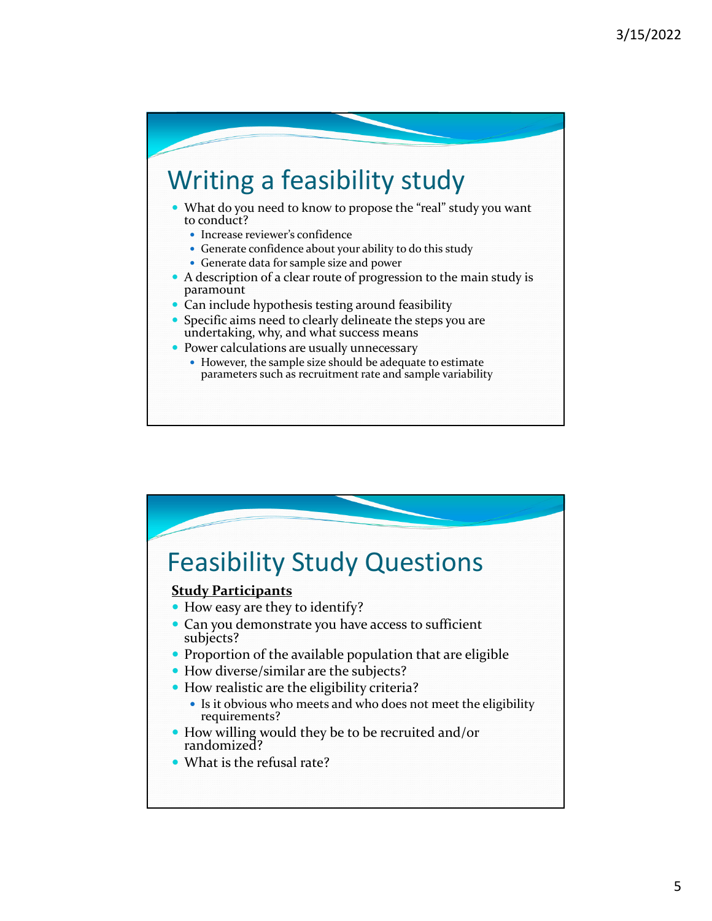# Writing a feasibility study

- What do you need to know to propose the “real” study you want to conduct?
  - Increase reviewer’s confidence
  - Generate confidence about your ability to do this study
  - Generate data for sample size and power
- A description of a clear route of progression to the main study is paramount
- Can include hypothesis testing around feasibility
- Specific aims need to clearly delineate the steps you are undertaking, why, and what success means
- Power calculations are usually unnecessary
  - However, the sample size should be adequate to estimate parameters such as recruitment rate and sample variability

# Feasibility Study Questions

**Study Participants**

- How easy are they to identify?
- Can you demonstrate you have access to sufficient subjects?
- Proportion of the available population that are eligible
- How diverse/similar are the subjects?
- How realistic are the eligibility criteria?
  - Is it obvious who meets and who does not meet the eligibility requirements?
- How willing would they be to be recruited and/or randomized?
- What is the refusal rate?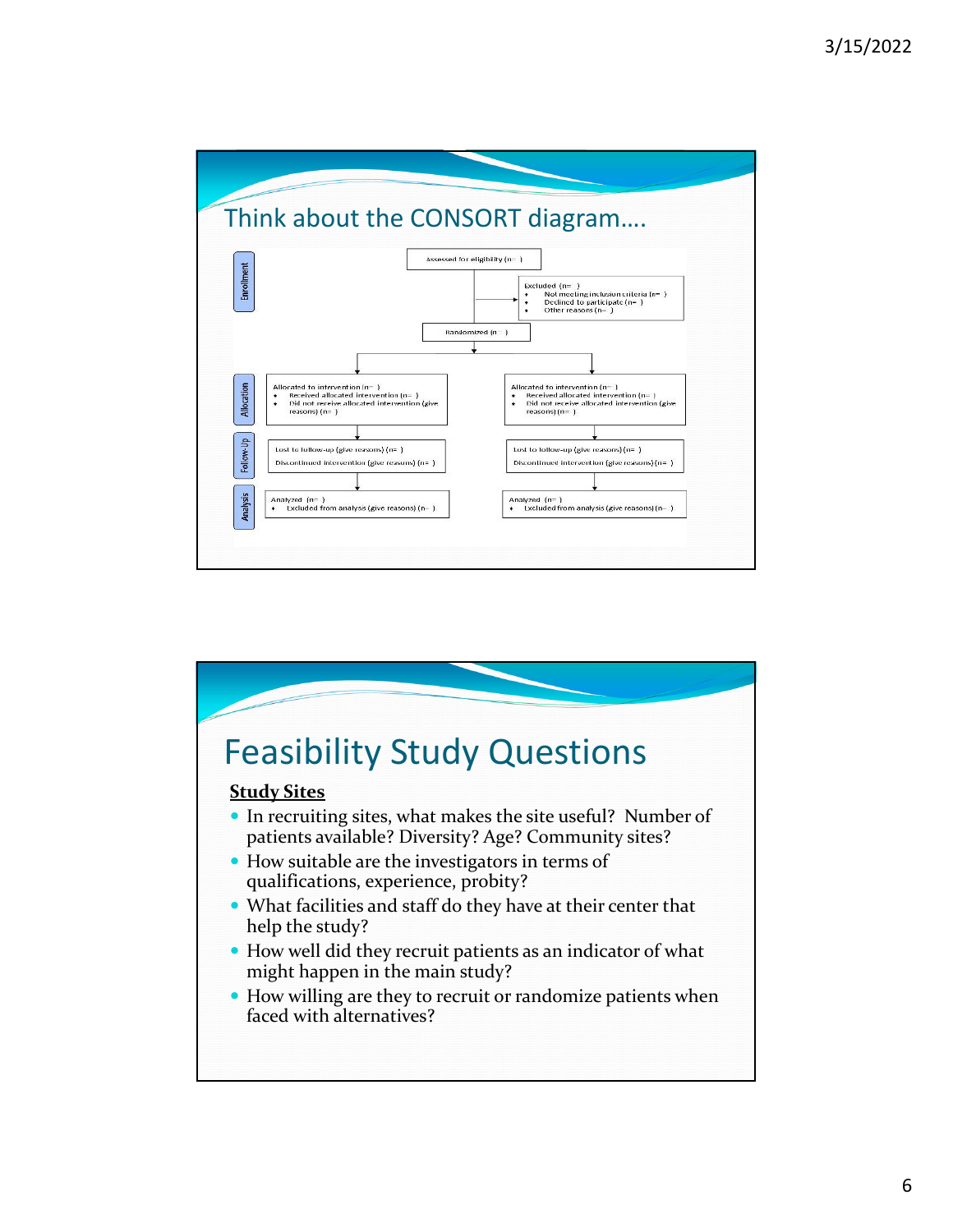## Think about the CONSORT diagram….

**Enrollment**

Assessed for eligibility (n= )

Excluded (n= )
- Not meeting inclusion criteria (n= )
- Declined to participate (n= )
- Other reasons (n= )

Randomized (n= )

**Allocation**

| Allocated to intervention (n= ) | Allocated to intervention (n= ) |
|---|---|
| ◆ Received allocated intervention (n= ) | ◆ Received allocated intervention (n= ) |
| ◆ Did not receive allocated intervention (give reasons) (n= ) | ◆ Did not receive allocated intervention (give reasons) (n= ) |

**Follow-Up**

| Lost to follow-up (give reasons) (n= ) | Lost to follow-up (give reasons) (n= ) |
|---|---|
| Discontinued intervention (give reasons) (n= ) | Discontinued intervention (give reasons) (n= ) |

**Analysis**

| Analyzed (n= ) | Analyzed (n= ) |
|---|---|
| ◆ Excluded from analysis (give reasons) (n= ) | ◆ Excluded from analysis (give reasons) (n= ) |

## Feasibility Study Questions

**Study Sites**

- In recruiting sites, what makes the site useful? Number of patients available? Diversity? Age? Community sites?
- How suitable are the investigators in terms of qualifications, experience, probity?
- What facilities and staff do they have at their center that help the study?
- How well did they recruit patients as an indicator of what might happen in the main study?
- How willing are they to recruit or randomize patients when faced with alternatives?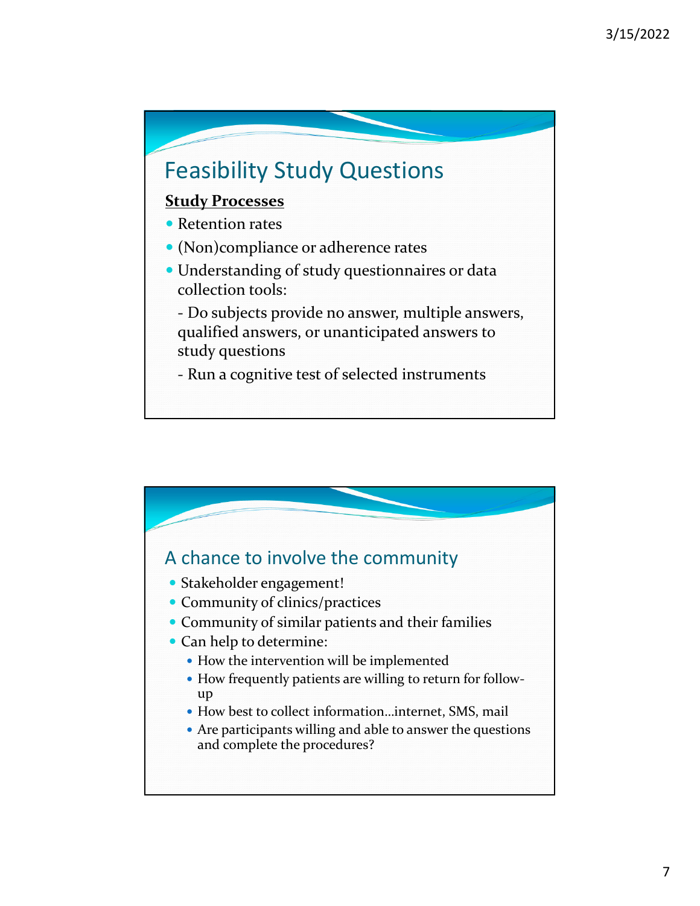## Feasibility Study Questions

**Study Processes**

- Retention rates
- (Non)compliance or adherence rates
- Understanding of study questionnaires or data collection tools:

  - Do subjects provide no answer, multiple answers, qualified answers, or unanticipated answers to study questions

  - Run a cognitive test of selected instruments

## A chance to involve the community

- Stakeholder engagement!
- Community of clinics/practices
- Community of similar patients and their families
- Can help to determine:
  - How the intervention will be implemented
  - How frequently patients are willing to return for follow-up
  - How best to collect information…internet, SMS, mail
  - Are participants willing and able to answer the questions and complete the procedures?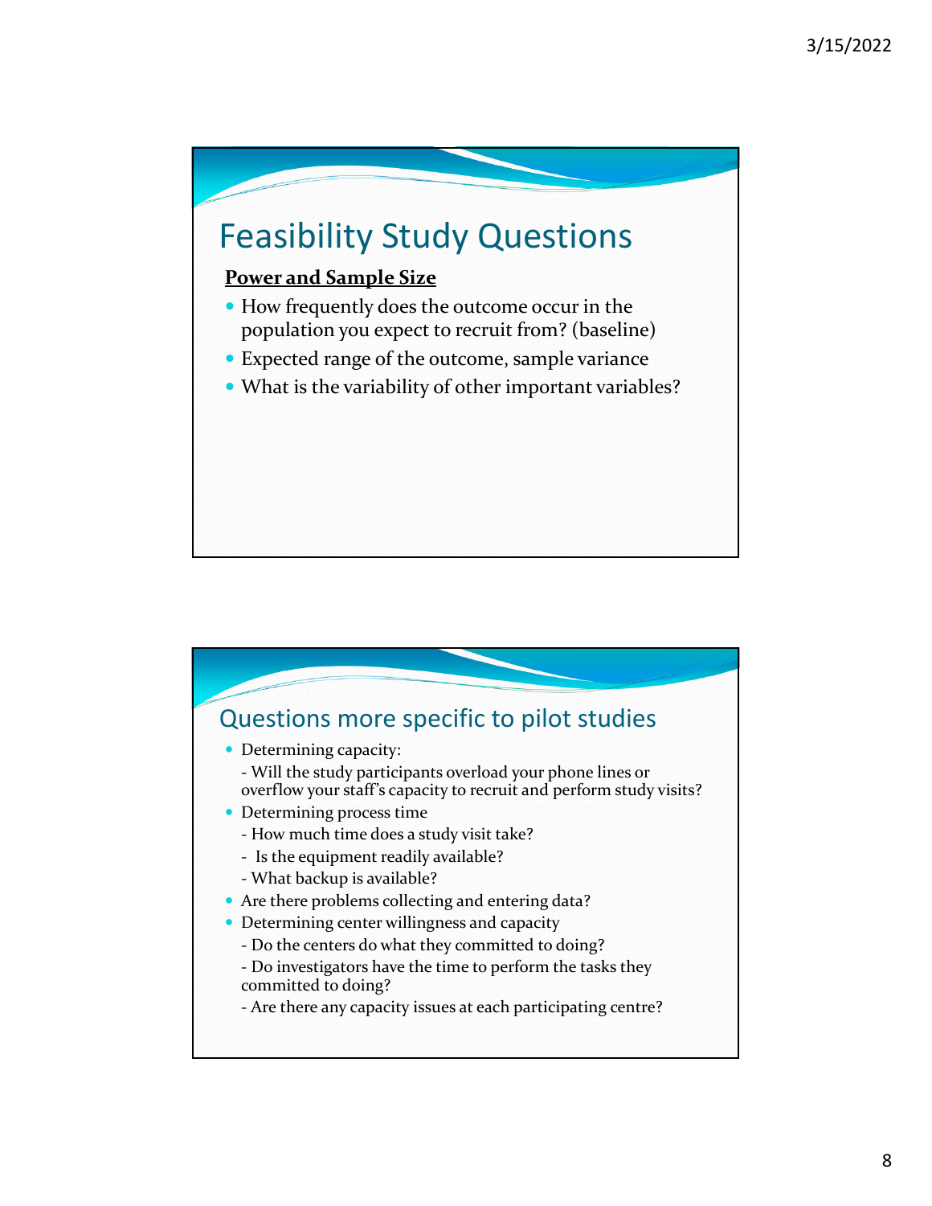## Feasibility Study Questions

**Power and Sample Size**

- How frequently does the outcome occur in the population you expect to recruit from? (baseline)
- Expected range of the outcome, sample variance
- What is the variability of other important variables?

## Questions more specific to pilot studies

- Determining capacity:
  - Will the study participants overload your phone lines or overflow your staff's capacity to recruit and perform study visits?
- Determining process time
  - How much time does a study visit take?
  - Is the equipment readily available?
  - What backup is available?
- Are there problems collecting and entering data?
- Determining center willingness and capacity
  - Do the centers do what they committed to doing?
  - Do investigators have the time to perform the tasks they committed to doing?
  - Are there any capacity issues at each participating centre?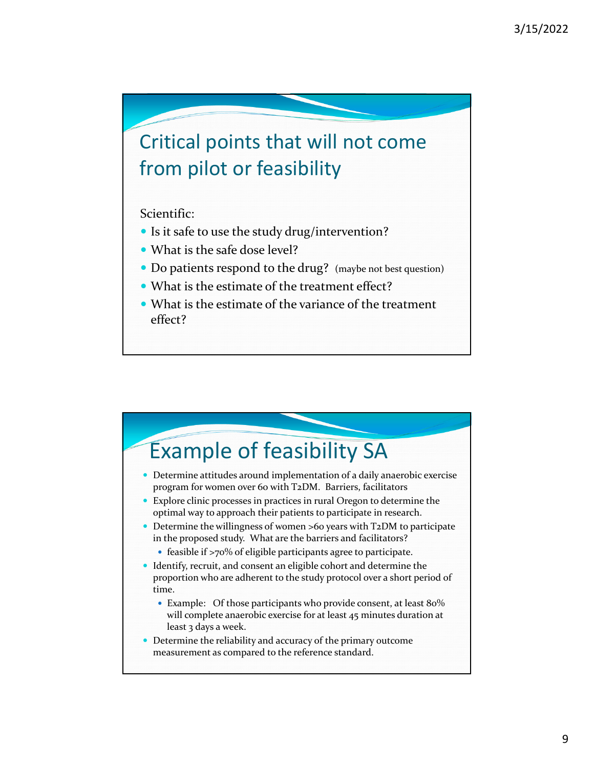## Critical points that will not come from pilot or feasibility

Scientific:

- Is it safe to use the study drug/intervention?
- What is the safe dose level?
- Do patients respond to the drug? (maybe not best question)
- What is the estimate of the treatment effect?
- What is the estimate of the variance of the treatment effect?

## Example of feasibility SA

- Determine attitudes around implementation of a daily anaerobic exercise program for women over 60 with T2DM. Barriers, facilitators
- Explore clinic processes in practices in rural Oregon to determine the optimal way to approach their patients to participate in research.
- Determine the willingness of women >60 years with T2DM to participate in the proposed study. What are the barriers and facilitators?
  - feasible if >70% of eligible participants agree to participate.
- Identify, recruit, and consent an eligible cohort and determine the proportion who are adherent to the study protocol over a short period of time.
  - Example: Of those participants who provide consent, at least 80% will complete anaerobic exercise for at least 45 minutes duration at least 3 days a week.
- Determine the reliability and accuracy of the primary outcome measurement as compared to the reference standard.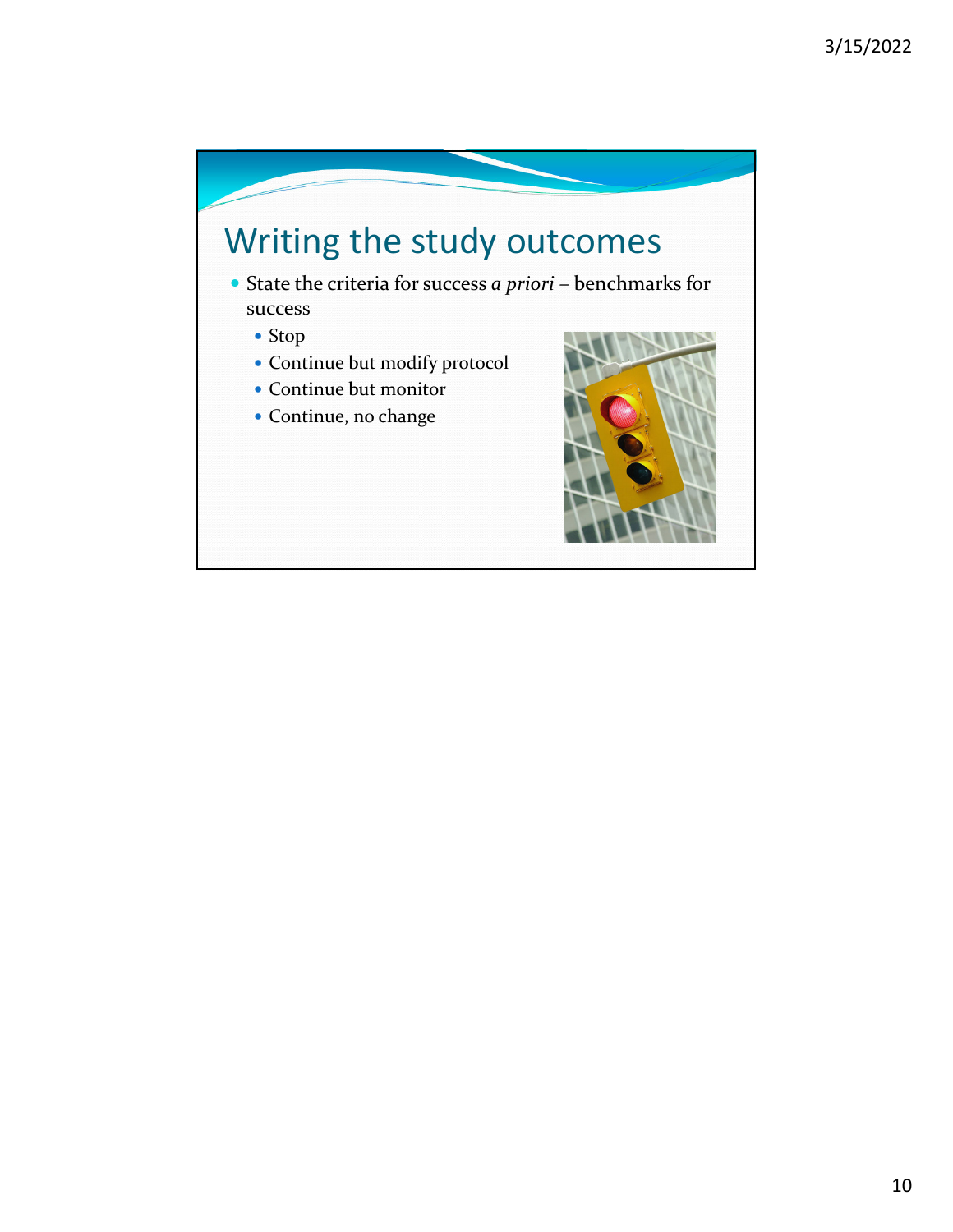# Writing the study outcomes

- State the criteria for success *a priori* – benchmarks for success
  - Stop
  - Continue but modify protocol
  - Continue but monitor
  - Continue, no change